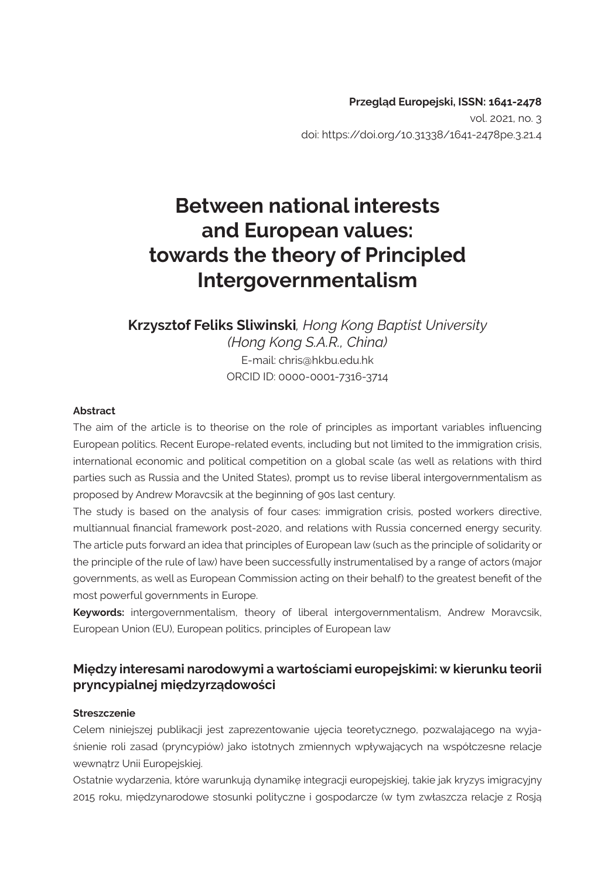**Przegląd Europejski, ISSN: 1641-2478**
vol. 2021, no. 3
doi: https://doi.org/10.31338/1641-2478pe.3.21.4

# Between national interests and European values: towards the theory of Principled Intergovernmentalism

**Krzysztof Feliks Sliwinski**, *Hong Kong Baptist University (Hong Kong S.A.R., China)*
E-mail: chris@hkbu.edu.hk
ORCID ID: 0000-0001-7316-3714

#### Abstract

The aim of the article is to theorise on the role of principles as important variables influencing European politics. Recent Europe-related events, including but not limited to the immigration crisis, international economic and political competition on a global scale (as well as relations with third parties such as Russia and the United States), prompt us to revise liberal intergovernmentalism as proposed by Andrew Moravcsik at the beginning of 90s last century.

The study is based on the analysis of four cases: immigration crisis, posted workers directive, multiannual financial framework post-2020, and relations with Russia concerned energy security. The article puts forward an idea that principles of European law (such as the principle of solidarity or the principle of the rule of law) have been successfully instrumentalised by a range of actors (major governments, as well as European Commission acting on their behalf) to the greatest benefit of the most powerful governments in Europe.

**Keywords:** intergovernmentalism, theory of liberal intergovernmentalism, Andrew Moravcsik, European Union (EU), European politics, principles of European law

## Między interesami narodowymi a wartościami europejskimi: w kierunku teorii pryncypialnej międzyrządowości

#### Streszczenie

Celem niniejszej publikacji jest zaprezentowanie ujęcia teoretycznego, pozwalającego na wyjaśnienie roli zasad (pryncypiów) jako istotnych zmiennych wpływających na współczesne relacje wewnątrz Unii Europejskiej.

Ostatnie wydarzenia, które warunkują dynamikę integracji europejskiej, takie jak kryzys imigracyjny 2015 roku, międzynarodowe stosunki polityczne i gospodarcze (w tym zwłaszcza relacje z Rosją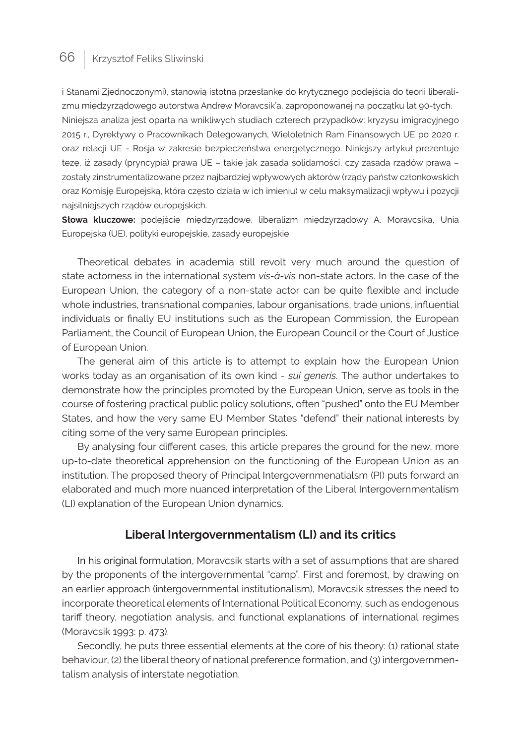i Stanami Zjednoczonymi), stanowią istotną przesłankę do krytycznego podejścia do teorii liberalizmu międzyrządowego autorstwa Andrew Moravcsik'a, zaproponowanej na początku lat 90-tych. Niniejsza analiza jest oparta na wnikliwych studiach czterech przypadków: kryzysu imigracyjnego 2015 r., Dyrektywy o Pracownikach Delegowanych, Wieloletnich Ram Finansowych UE po 2020 r. oraz relacji UE - Rosja w zakresie bezpieczeństwa energetycznego. Niniejszy artykuł prezentuje tezę, iż zasady (pryncypia) prawa UE – takie jak zasada solidarności, czy zasada rządów prawa – zostały zinstrumentalizowane przez najbardziej wpływowych aktorów (rządy państw członkowskich oraz Komisję Europejską, która często działa w ich imieniu) w celu maksymalizacji wpływu i pozycji najsilniejszych rządów europejskich.

**Słowa kluczowe:** podejście międzyrządowe, liberalizm międzyrządowy A. Moravcsika, Unia Europejska (UE), polityki europejskie, zasady europejskie

Theoretical debates in academia still revolt very much around the question of state actorness in the international system *vis-à-vis* non-state actors. In the case of the European Union, the category of a non-state actor can be quite flexible and include whole industries, transnational companies, labour organisations, trade unions, influential individuals or finally EU institutions such as the European Commission, the European Parliament, the Council of European Union, the European Council or the Court of Justice of European Union.

The general aim of this article is to attempt to explain how the European Union works today as an organisation of its own kind - *sui generis.* The author undertakes to demonstrate how the principles promoted by the European Union, serve as tools in the course of fostering practical public policy solutions, often "pushed" onto the EU Member States, and how the very same EU Member States "defend" their national interests by citing some of the very same European principles.

By analysing four different cases, this article prepares the ground for the new, more up-to-date theoretical apprehension on the functioning of the European Union as an institution. The proposed theory of Principal Intergovernmenatialsm (PI) puts forward an elaborated and much more nuanced interpretation of the Liberal Intergovernmentalism (LI) explanation of the European Union dynamics.

## Liberal Intergovernmentalism (LI) and its critics

In his original formulation, Moravcsik starts with a set of assumptions that are shared by the proponents of the intergovernmental "camp". First and foremost, by drawing on an earlier approach (intergovernmental institutionalism), Moravcsik stresses the need to incorporate theoretical elements of International Political Economy, such as endogenous tariff theory, negotiation analysis, and functional explanations of international regimes (Moravcsik 1993: p. 473).

Secondly, he puts three essential elements at the core of his theory: (1) rational state behaviour, (2) the liberal theory of national preference formation, and (3) intergovernmentalism analysis of interstate negotiation.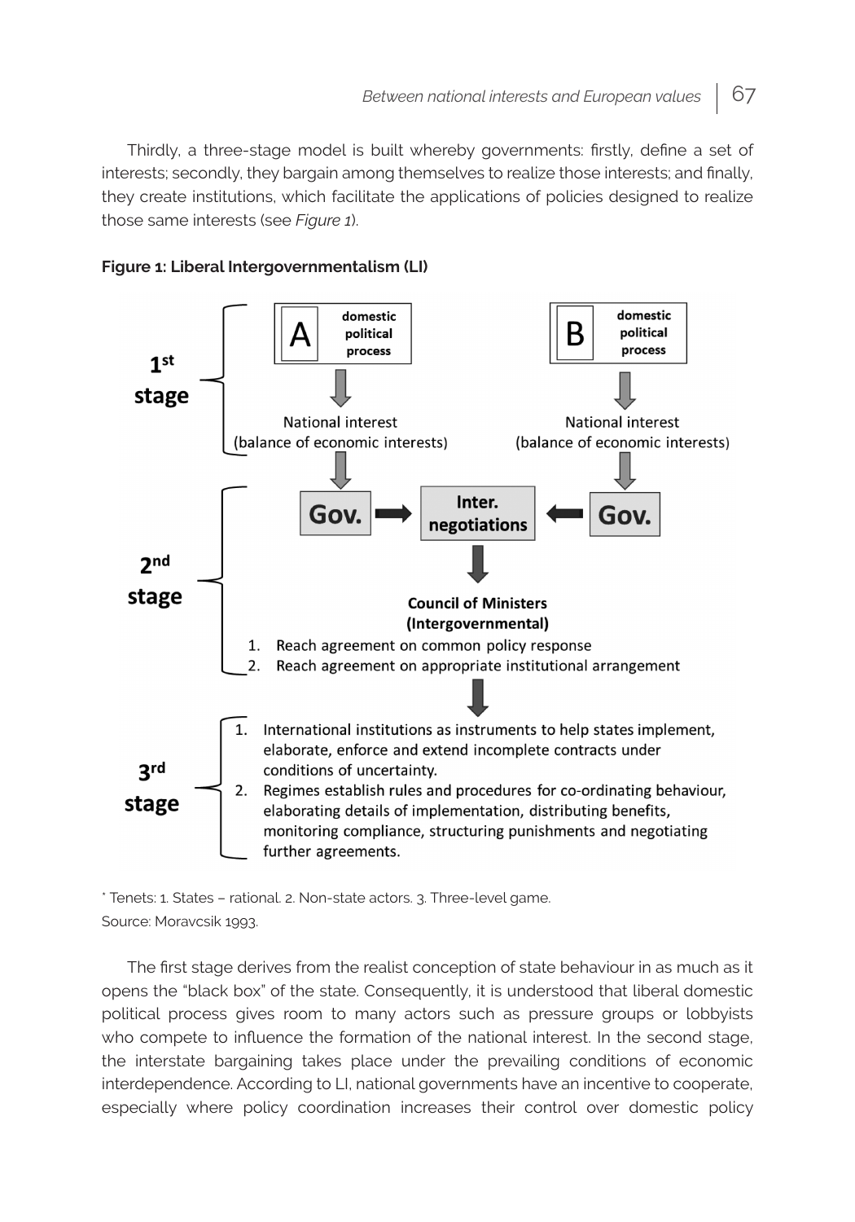Thirdly, a three-stage model is built whereby governments: firstly, define a set of interests; secondly, they bargain among themselves to realize those interests; and finally, they create institutions, which facilitate the applications of policies designed to realize those same interests (see *Figure 1*).

**Figure 1: Liberal Intergovernmentalism (LI)**

**1st stage**

- **A** — domestic political process → National interest (balance of economic interests)
- **B** — domestic political process → National interest (balance of economic interests)

**2nd stage**

- **Gov.** → **Inter. negotiations** ← **Gov.**
- **Council of Ministers (Intergovernmental)**
  1. Reach agreement on common policy response
  2. Reach agreement on appropriate institutional arrangement

**3rd stage**

1. International institutions as instruments to help states implement, elaborate, enforce and extend incomplete contracts under conditions of uncertainty.
2. Regimes establish rules and procedures for co-ordinating behaviour, elaborating details of implementation, distributing benefits, monitoring compliance, structuring punishments and negotiating further agreements.

* Tenets: 1. States – rational. 2. Non-state actors. 3. Three-level game.

Source: Moravcsik 1993.

The first stage derives from the realist conception of state behaviour in as much as it opens the "black box" of the state. Consequently, it is understood that liberal domestic political process gives room to many actors such as pressure groups or lobbyists who compete to influence the formation of the national interest. In the second stage, the interstate bargaining takes place under the prevailing conditions of economic interdependence. According to LI, national governments have an incentive to cooperate, especially where policy coordination increases their control over domestic policy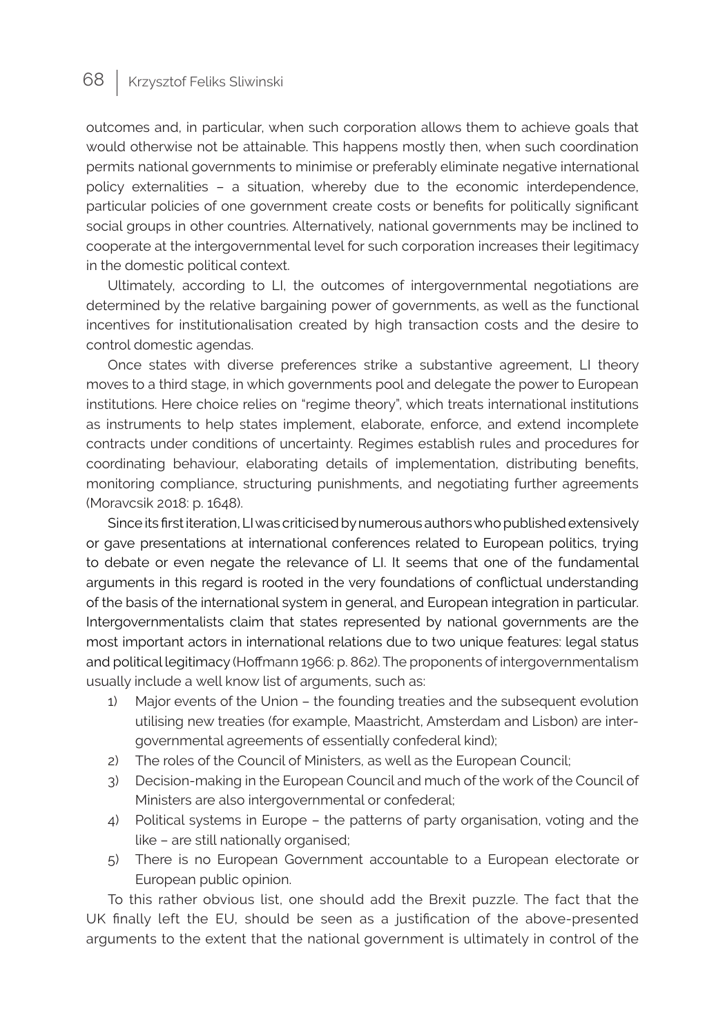outcomes and, in particular, when such corporation allows them to achieve goals that would otherwise not be attainable. This happens mostly then, when such coordination permits national governments to minimise or preferably eliminate negative international policy externalities – a situation, whereby due to the economic interdependence, particular policies of one government create costs or benefits for politically significant social groups in other countries. Alternatively, national governments may be inclined to cooperate at the intergovernmental level for such corporation increases their legitimacy in the domestic political context.

Ultimately, according to LI, the outcomes of intergovernmental negotiations are determined by the relative bargaining power of governments, as well as the functional incentives for institutionalisation created by high transaction costs and the desire to control domestic agendas.

Once states with diverse preferences strike a substantive agreement, LI theory moves to a third stage, in which governments pool and delegate the power to European institutions. Here choice relies on "regime theory", which treats international institutions as instruments to help states implement, elaborate, enforce, and extend incomplete contracts under conditions of uncertainty. Regimes establish rules and procedures for coordinating behaviour, elaborating details of implementation, distributing benefits, monitoring compliance, structuring punishments, and negotiating further agreements (Moravcsik 2018: p. 1648).

Since its first iteration, LI was criticised by numerous authors who published extensively or gave presentations at international conferences related to European politics, trying to debate or even negate the relevance of LI. It seems that one of the fundamental arguments in this regard is rooted in the very foundations of conflictual understanding of the basis of the international system in general, and European integration in particular. Intergovernmentalists claim that states represented by national governments are the most important actors in international relations due to two unique features: legal status and political legitimacy (Hoffmann 1966: p. 862). The proponents of intergovernmentalism usually include a well know list of arguments, such as:

1) Major events of the Union – the founding treaties and the subsequent evolution utilising new treaties (for example, Maastricht, Amsterdam and Lisbon) are intergovernmental agreements of essentially confederal kind);
2) The roles of the Council of Ministers, as well as the European Council;
3) Decision-making in the European Council and much of the work of the Council of Ministers are also intergovernmental or confederal;
4) Political systems in Europe – the patterns of party organisation, voting and the like – are still nationally organised;
5) There is no European Government accountable to a European electorate or European public opinion.

To this rather obvious list, one should add the Brexit puzzle. The fact that the UK finally left the EU, should be seen as a justification of the above-presented arguments to the extent that the national government is ultimately in control of the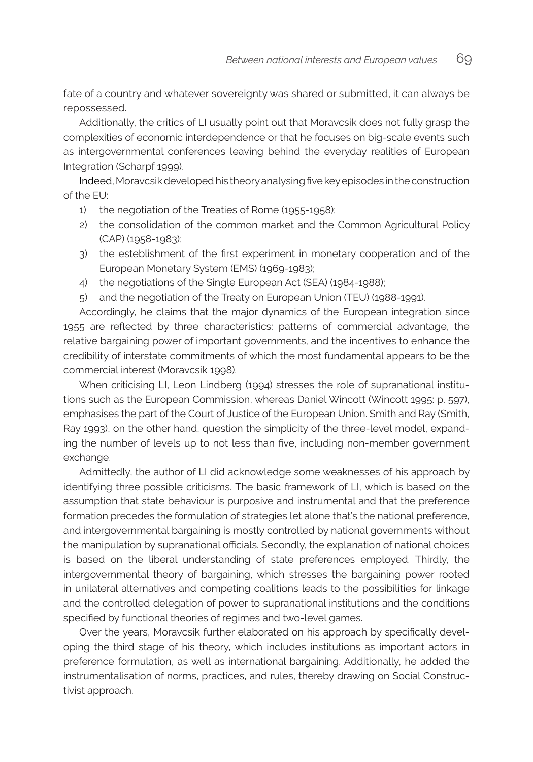fate of a country and whatever sovereignty was shared or submitted, it can always be repossessed.

Additionally, the critics of LI usually point out that Moravcsik does not fully grasp the complexities of economic interdependence or that he focuses on big-scale events such as intergovernmental conferences leaving behind the everyday realities of European Integration (Scharpf 1999).

Indeed, Moravcsik developed his theory analysing five key episodes in the construction of the EU:

1) the negotiation of the Treaties of Rome (1955-1958);
2) the consolidation of the common market and the Common Agricultural Policy (CAP) (1958-1983);
3) the esteblishment of the first experiment in monetary cooperation and of the European Monetary System (EMS) (1969-1983);
4) the negotiations of the Single European Act (SEA) (1984-1988);
5) and the negotiation of the Treaty on European Union (TEU) (1988-1991).

Accordingly, he claims that the major dynamics of the European integration since 1955 are reflected by three characteristics: patterns of commercial advantage, the relative bargaining power of important governments, and the incentives to enhance the credibility of interstate commitments of which the most fundamental appears to be the commercial interest (Moravcsik 1998).

When criticising LI, Leon Lindberg (1994) stresses the role of supranational institutions such as the European Commission, whereas Daniel Wincott (Wincott 1995: p. 597), emphasises the part of the Court of Justice of the European Union. Smith and Ray (Smith, Ray 1993), on the other hand, question the simplicity of the three-level model, expanding the number of levels up to not less than five, including non-member government exchange.

Admittedly, the author of LI did acknowledge some weaknesses of his approach by identifying three possible criticisms. The basic framework of LI, which is based on the assumption that state behaviour is purposive and instrumental and that the preference formation precedes the formulation of strategies let alone that's the national preference, and intergovernmental bargaining is mostly controlled by national governments without the manipulation by supranational officials. Secondly, the explanation of national choices is based on the liberal understanding of state preferences employed. Thirdly, the intergovernmental theory of bargaining, which stresses the bargaining power rooted in unilateral alternatives and competing coalitions leads to the possibilities for linkage and the controlled delegation of power to supranational institutions and the conditions specified by functional theories of regimes and two-level games.

Over the years, Moravcsik further elaborated on his approach by specifically developing the third stage of his theory, which includes institutions as important actors in preference formulation, as well as international bargaining. Additionally, he added the instrumentalisation of norms, practices, and rules, thereby drawing on Social Constructivist approach.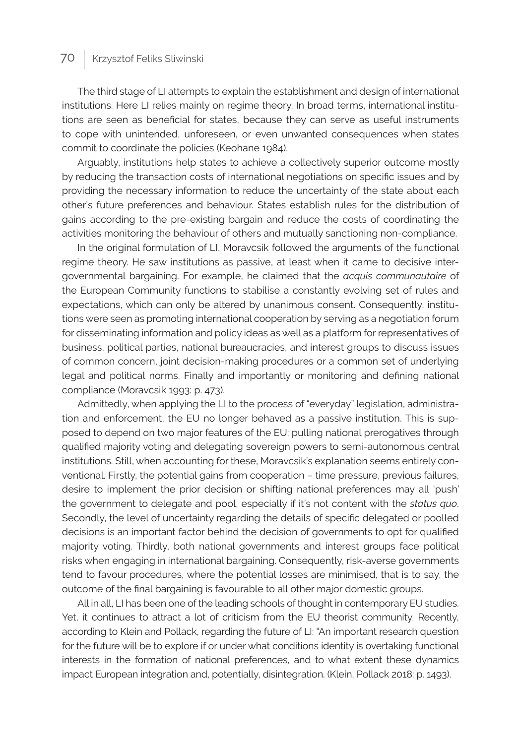The third stage of LI attempts to explain the establishment and design of international institutions. Here LI relies mainly on regime theory. In broad terms, international institutions are seen as beneficial for states, because they can serve as useful instruments to cope with unintended, unforeseen, or even unwanted consequences when states commit to coordinate the policies (Keohane 1984).

Arguably, institutions help states to achieve a collectively superior outcome mostly by reducing the transaction costs of international negotiations on specific issues and by providing the necessary information to reduce the uncertainty of the state about each other's future preferences and behaviour. States establish rules for the distribution of gains according to the pre-existing bargain and reduce the costs of coordinating the activities monitoring the behaviour of others and mutually sanctioning non-compliance.

In the original formulation of LI, Moravcsik followed the arguments of the functional regime theory. He saw institutions as passive, at least when it came to decisive intergovernmental bargaining. For example, he claimed that the *acquis communautaire* of the European Community functions to stabilise a constantly evolving set of rules and expectations, which can only be altered by unanimous consent. Consequently, institutions were seen as promoting international cooperation by serving as a negotiation forum for disseminating information and policy ideas as well as a platform for representatives of business, political parties, national bureaucracies, and interest groups to discuss issues of common concern, joint decision-making procedures or a common set of underlying legal and political norms. Finally and importantly or monitoring and defining national compliance (Moravcsik 1993: p. 473).

Admittedly, when applying the LI to the process of "everyday" legislation, administration and enforcement, the EU no longer behaved as a passive institution. This is supposed to depend on two major features of the EU: pulling national prerogatives through qualified majority voting and delegating sovereign powers to semi-autonomous central institutions. Still, when accounting for these, Moravcsik's explanation seems entirely conventional. Firstly, the potential gains from cooperation – time pressure, previous failures, desire to implement the prior decision or shifting national preferences may all 'push' the government to delegate and pool, especially if it's not content with the *status quo*. Secondly, the level of uncertainty regarding the details of specific delegated or poolled decisions is an important factor behind the decision of governments to opt for qualified majority voting. Thirdly, both national governments and interest groups face political risks when engaging in international bargaining. Consequently, risk-averse governments tend to favour procedures, where the potential losses are minimised, that is to say, the outcome of the final bargaining is favourable to all other major domestic groups.

All in all, LI has been one of the leading schools of thought in contemporary EU studies. Yet, it continues to attract a lot of criticism from the EU theorist community. Recently, according to Klein and Pollack, regarding the future of LI: "An important research question for the future will be to explore if or under what conditions identity is overtaking functional interests in the formation of national preferences, and to what extent these dynamics impact European integration and, potentially, disintegration. (Klein, Pollack 2018: p. 1493).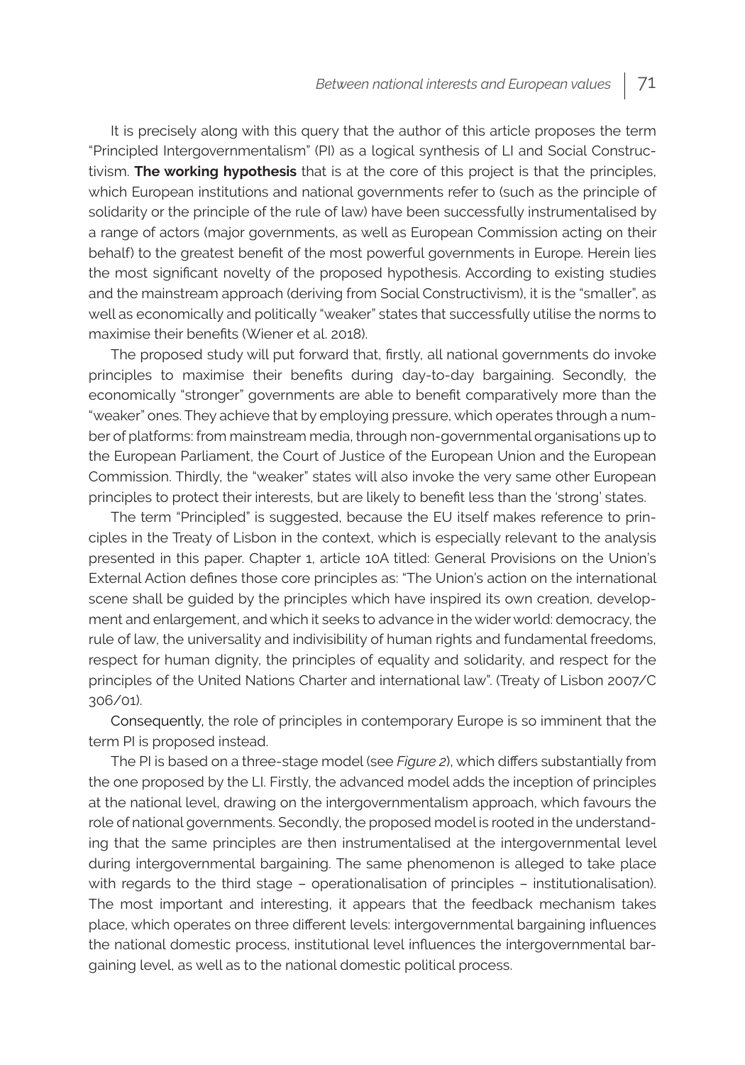It is precisely along with this query that the author of this article proposes the term "Principled Intergovernmentalism" (PI) as a logical synthesis of LI and Social Constructivism. **The working hypothesis** that is at the core of this project is that the principles, which European institutions and national governments refer to (such as the principle of solidarity or the principle of the rule of law) have been successfully instrumentalised by a range of actors (major governments, as well as European Commission acting on their behalf) to the greatest benefit of the most powerful governments in Europe. Herein lies the most significant novelty of the proposed hypothesis. According to existing studies and the mainstream approach (deriving from Social Constructivism), it is the "smaller", as well as economically and politically "weaker" states that successfully utilise the norms to maximise their benefits (Wiener et al. 2018).

The proposed study will put forward that, firstly, all national governments do invoke principles to maximise their benefits during day-to-day bargaining. Secondly, the economically "stronger" governments are able to benefit comparatively more than the "weaker" ones. They achieve that by employing pressure, which operates through a number of platforms: from mainstream media, through non-governmental organisations up to the European Parliament, the Court of Justice of the European Union and the European Commission. Thirdly, the "weaker" states will also invoke the very same other European principles to protect their interests, but are likely to benefit less than the 'strong' states.

The term "Principled" is suggested, because the EU itself makes reference to principles in the Treaty of Lisbon in the context, which is especially relevant to the analysis presented in this paper. Chapter 1, article 10A titled: General Provisions on the Union's External Action defines those core principles as: "The Union's action on the international scene shall be guided by the principles which have inspired its own creation, development and enlargement, and which it seeks to advance in the wider world: democracy, the rule of law, the universality and indivisibility of human rights and fundamental freedoms, respect for human dignity, the principles of equality and solidarity, and respect for the principles of the United Nations Charter and international law". (Treaty of Lisbon 2007/C 306/01).

Consequently, the role of principles in contemporary Europe is so imminent that the term PI is proposed instead.

The PI is based on a three-stage model (see *Figure 2*), which differs substantially from the one proposed by the LI. Firstly, the advanced model adds the inception of principles at the national level, drawing on the intergovernmentalism approach, which favours the role of national governments. Secondly, the proposed model is rooted in the understanding that the same principles are then instrumentalised at the intergovernmental level during intergovernmental bargaining. The same phenomenon is alleged to take place with regards to the third stage – operationalisation of principles – institutionalisation). The most important and interesting, it appears that the feedback mechanism takes place, which operates on three different levels: intergovernmental bargaining influences the national domestic process, institutional level influences the intergovernmental bargaining level, as well as to the national domestic political process.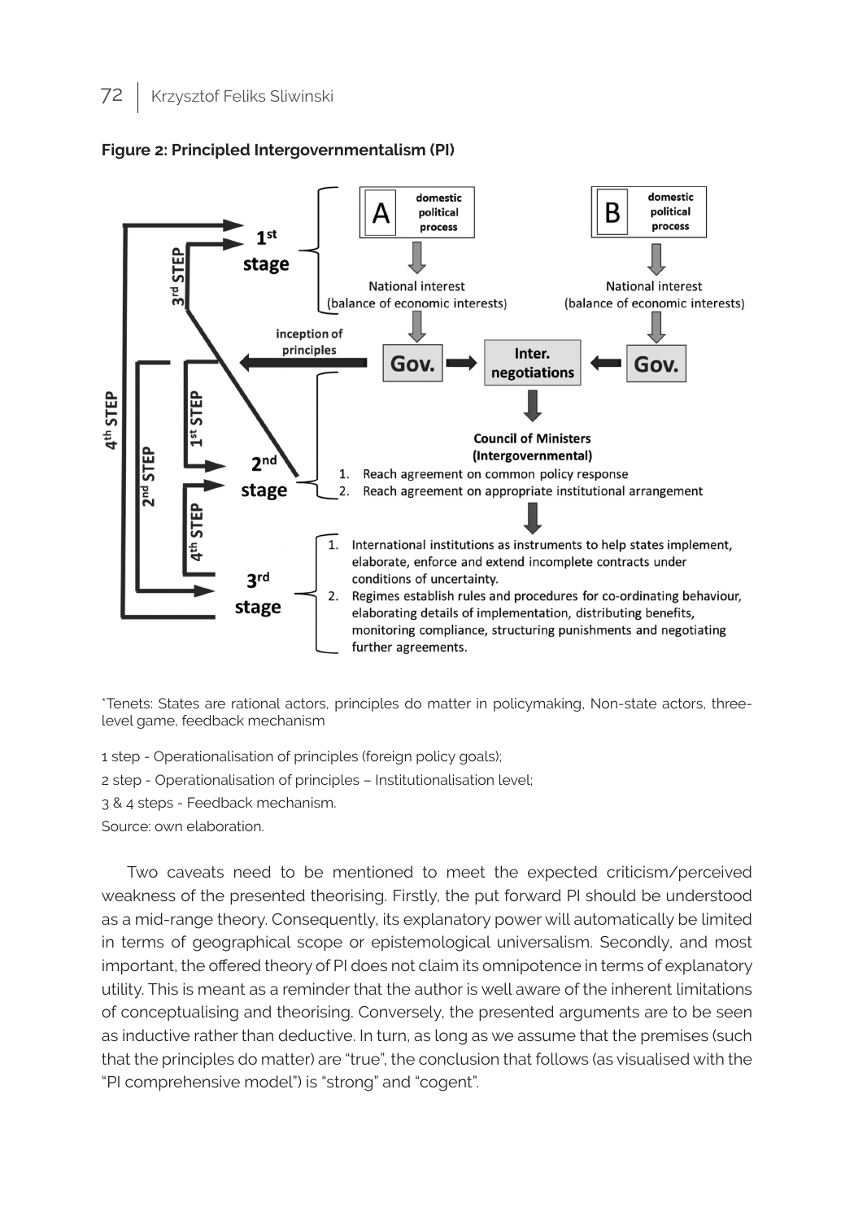**Figure 2: Principled Intergovernmentalism (PI)**

*Tenets: States are rational actors, principles do matter in policymaking, Non-state actors, three-level game, feedback mechanism

1 step - Operationalisation of principles (foreign policy goals);

2 step - Operationalisation of principles – Institutionalisation level;

3 & 4 steps - Feedback mechanism.

Source: own elaboration.

Two caveats need to be mentioned to meet the expected criticism/perceived weakness of the presented theorising. Firstly, the put forward PI should be understood as a mid-range theory. Consequently, its explanatory power will automatically be limited in terms of geographical scope or epistemological universalism. Secondly, and most important, the offered theory of PI does not claim its omnipotence in terms of explanatory utility. This is meant as a reminder that the author is well aware of the inherent limitations of conceptualising and theorising. Conversely, the presented arguments are to be seen as inductive rather than deductive. In turn, as long as we assume that the premises (such that the principles do matter) are "true", the conclusion that follows (as visualised with the "PI comprehensive model") is "strong" and "cogent".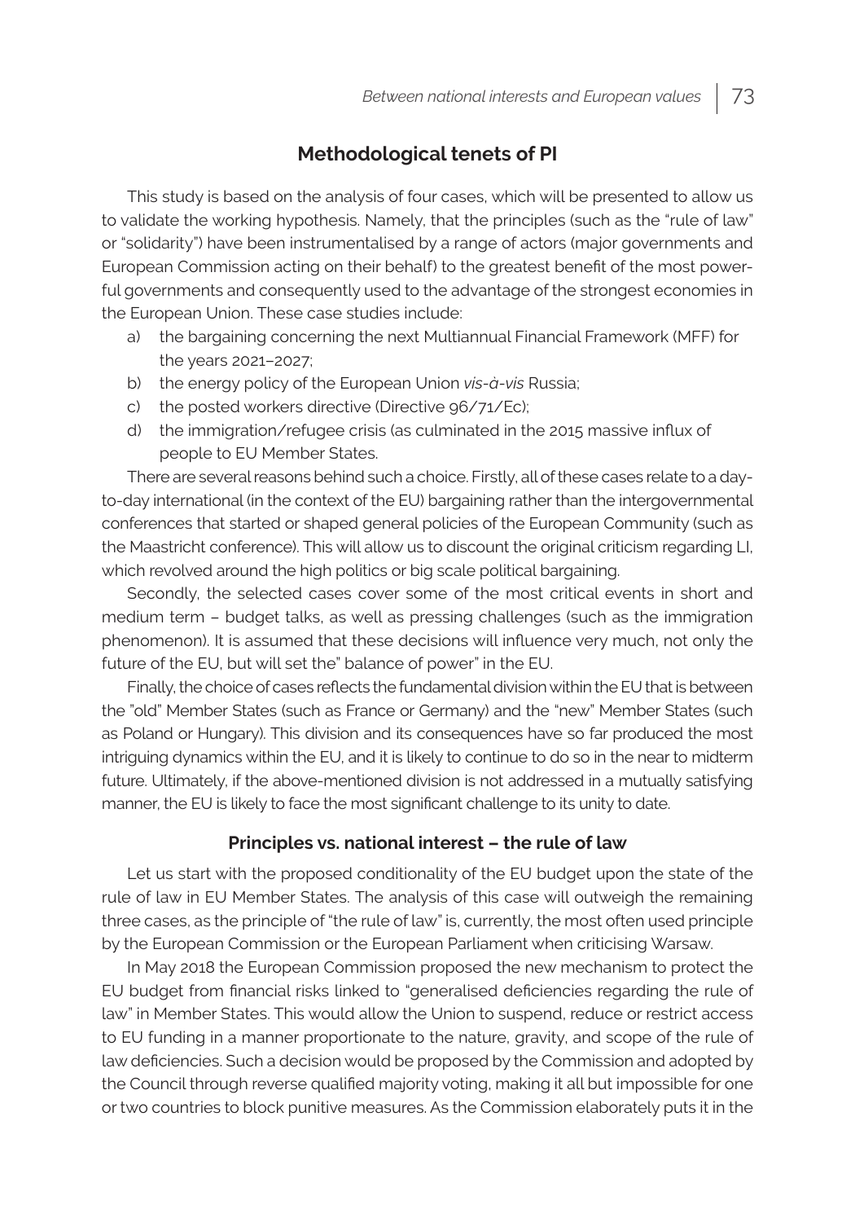## Methodological tenets of PI

This study is based on the analysis of four cases, which will be presented to allow us to validate the working hypothesis. Namely, that the principles (such as the "rule of law" or "solidarity") have been instrumentalised by a range of actors (major governments and European Commission acting on their behalf) to the greatest benefit of the most powerful governments and consequently used to the advantage of the strongest economies in the European Union. These case studies include:

a) the bargaining concerning the next Multiannual Financial Framework (MFF) for the years 2021–2027;
b) the energy policy of the European Union *vis-à-vis* Russia;
c) the posted workers directive (Directive 96/71/Ec);
d) the immigration/refugee crisis (as culminated in the 2015 massive influx of people to EU Member States.

There are several reasons behind such a choice. Firstly, all of these cases relate to a day-to-day international (in the context of the EU) bargaining rather than the intergovernmental conferences that started or shaped general policies of the European Community (such as the Maastricht conference). This will allow us to discount the original criticism regarding LI, which revolved around the high politics or big scale political bargaining.

Secondly, the selected cases cover some of the most critical events in short and medium term – budget talks, as well as pressing challenges (such as the immigration phenomenon). It is assumed that these decisions will influence very much, not only the future of the EU, but will set the" balance of power" in the EU.

Finally, the choice of cases reflects the fundamental division within the EU that is between the "old" Member States (such as France or Germany) and the "new" Member States (such as Poland or Hungary). This division and its consequences have so far produced the most intriguing dynamics within the EU, and it is likely to continue to do so in the near to midterm future. Ultimately, if the above-mentioned division is not addressed in a mutually satisfying manner, the EU is likely to face the most significant challenge to its unity to date.

### Principles vs. national interest – the rule of law

Let us start with the proposed conditionality of the EU budget upon the state of the rule of law in EU Member States. The analysis of this case will outweigh the remaining three cases, as the principle of "the rule of law" is, currently, the most often used principle by the European Commission or the European Parliament when criticising Warsaw.

In May 2018 the European Commission proposed the new mechanism to protect the EU budget from financial risks linked to "generalised deficiencies regarding the rule of law" in Member States. This would allow the Union to suspend, reduce or restrict access to EU funding in a manner proportionate to the nature, gravity, and scope of the rule of law deficiencies. Such a decision would be proposed by the Commission and adopted by the Council through reverse qualified majority voting, making it all but impossible for one or two countries to block punitive measures. As the Commission elaborately puts it in the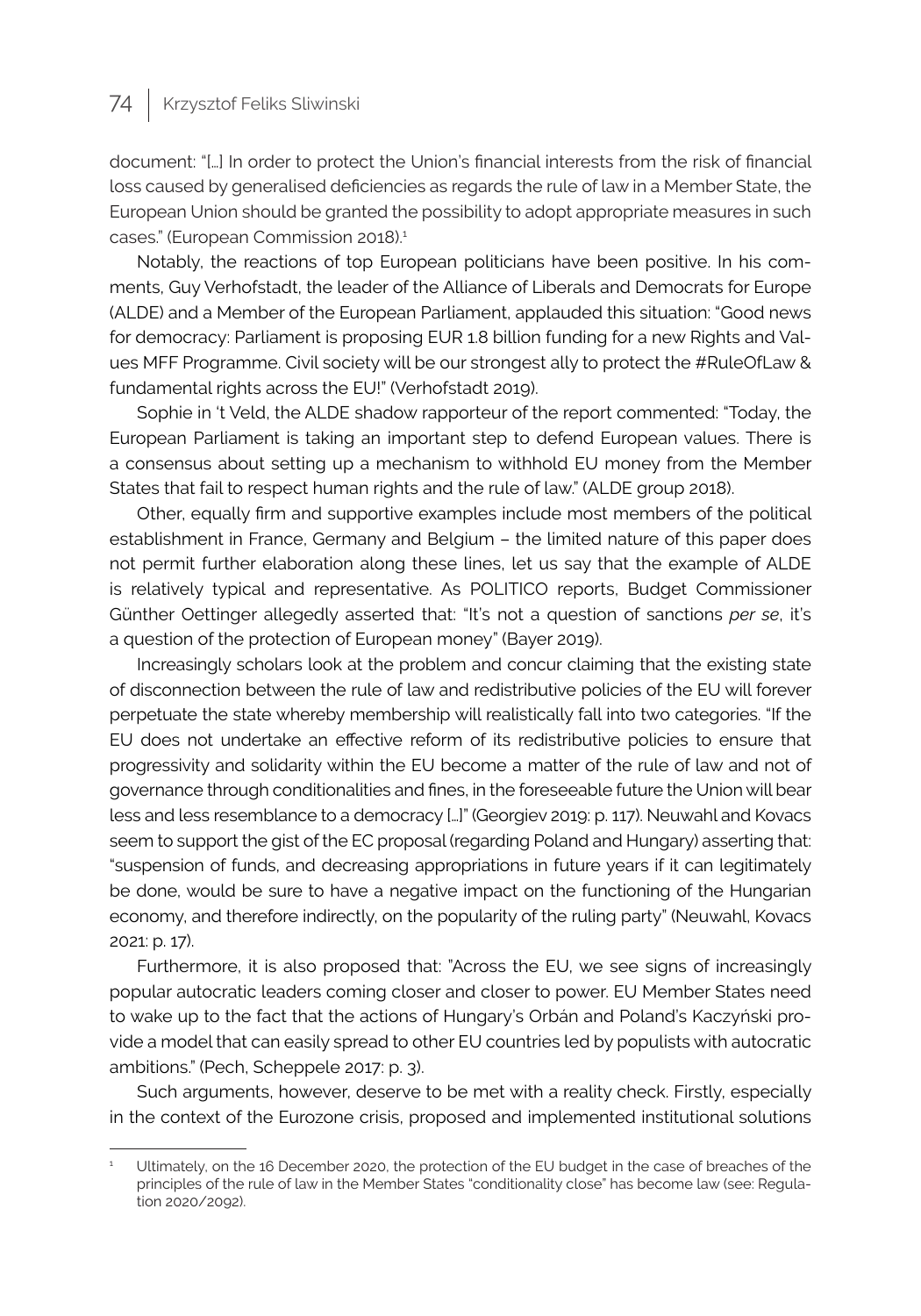document: "[…] In order to protect the Union's financial interests from the risk of financial loss caused by generalised deficiencies as regards the rule of law in a Member State, the European Union should be granted the possibility to adopt appropriate measures in such cases." (European Commission 2018).[1]

Notably, the reactions of top European politicians have been positive. In his comments, Guy Verhofstadt, the leader of the Alliance of Liberals and Democrats for Europe (ALDE) and a Member of the European Parliament, applauded this situation: "Good news for democracy: Parliament is proposing EUR 1.8 billion funding for a new Rights and Values MFF Programme. Civil society will be our strongest ally to protect the #RuleOfLaw & fundamental rights across the EU!" (Verhofstadt 2019).

Sophie in 't Veld, the ALDE shadow rapporteur of the report commented: "Today, the European Parliament is taking an important step to defend European values. There is a consensus about setting up a mechanism to withhold EU money from the Member States that fail to respect human rights and the rule of law." (ALDE group 2018).

Other, equally firm and supportive examples include most members of the political establishment in France, Germany and Belgium – the limited nature of this paper does not permit further elaboration along these lines, let us say that the example of ALDE is relatively typical and representative. As POLITICO reports, Budget Commissioner Günther Oettinger allegedly asserted that: "It's not a question of sanctions *per se*, it's a question of the protection of European money" (Bayer 2019).

Increasingly scholars look at the problem and concur claiming that the existing state of disconnection between the rule of law and redistributive policies of the EU will forever perpetuate the state whereby membership will realistically fall into two categories. "If the EU does not undertake an effective reform of its redistributive policies to ensure that progressivity and solidarity within the EU become a matter of the rule of law and not of governance through conditionalities and fines, in the foreseeable future the Union will bear less and less resemblance to a democracy […]" (Georgiev 2019: p. 117). Neuwahl and Kovacs seem to support the gist of the EC proposal (regarding Poland and Hungary) asserting that: "suspension of funds, and decreasing appropriations in future years if it can legitimately be done, would be sure to have a negative impact on the functioning of the Hungarian economy, and therefore indirectly, on the popularity of the ruling party" (Neuwahl, Kovacs 2021: p. 17).

Furthermore, it is also proposed that: "Across the EU, we see signs of increasingly popular autocratic leaders coming closer and closer to power. EU Member States need to wake up to the fact that the actions of Hungary's Orbán and Poland's Kaczyński provide a model that can easily spread to other EU countries led by populists with autocratic ambitions." (Pech, Scheppele 2017: p. 3).

Such arguments, however, deserve to be met with a reality check. Firstly, especially in the context of the Eurozone crisis, proposed and implemented institutional solutions

---

[1] Ultimately, on the 16 December 2020, the protection of the EU budget in the case of breaches of the principles of the rule of law in the Member States "conditionality close" has become law (see: Regulation 2020/2092).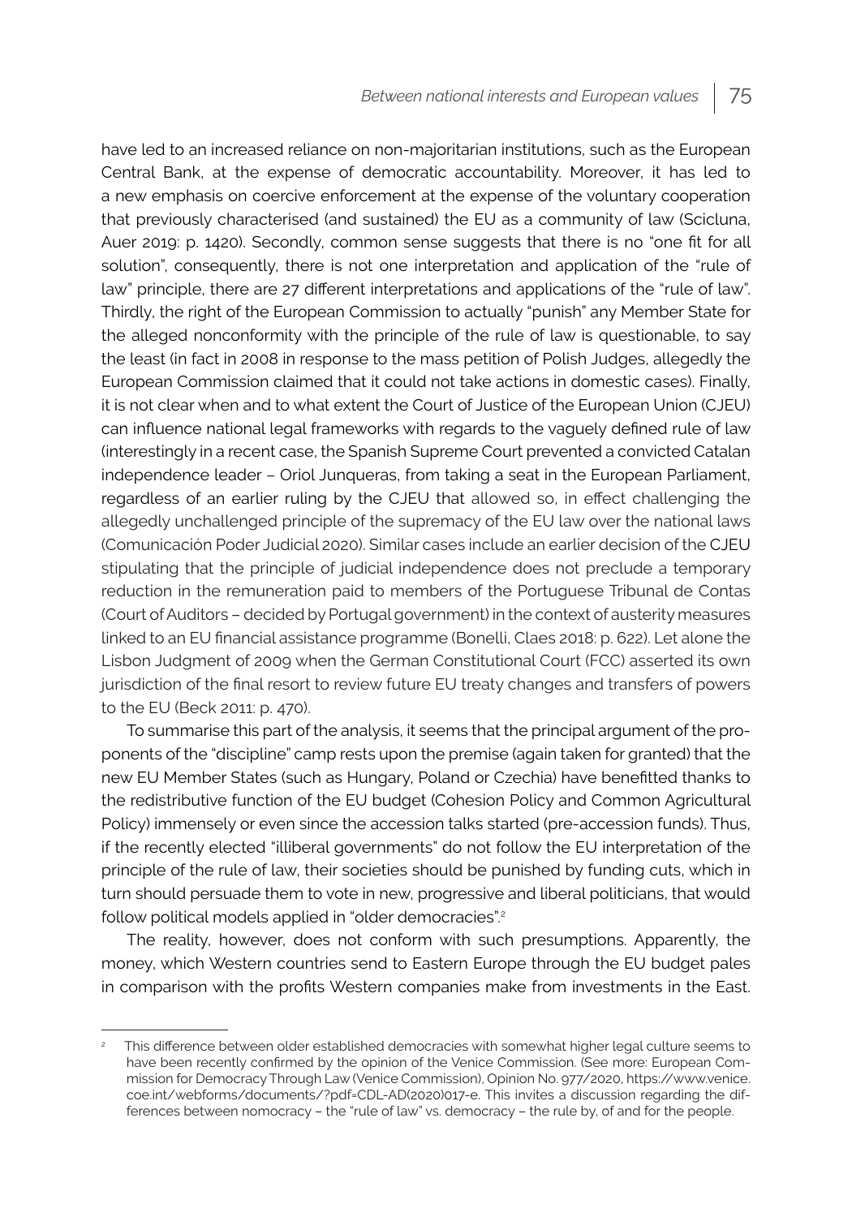have led to an increased reliance on non-majoritarian institutions, such as the European Central Bank, at the expense of democratic accountability. Moreover, it has led to a new emphasis on coercive enforcement at the expense of the voluntary cooperation that previously characterised (and sustained) the EU as a community of law (Scicluna, Auer 2019: p. 1420). Secondly, common sense suggests that there is no "one fit for all solution", consequently, there is not one interpretation and application of the "rule of law" principle, there are 27 different interpretations and applications of the "rule of law". Thirdly, the right of the European Commission to actually "punish" any Member State for the alleged nonconformity with the principle of the rule of law is questionable, to say the least (in fact in 2008 in response to the mass petition of Polish Judges, allegedly the European Commission claimed that it could not take actions in domestic cases). Finally, it is not clear when and to what extent the Court of Justice of the European Union (CJEU) can influence national legal frameworks with regards to the vaguely defined rule of law (interestingly in a recent case, the Spanish Supreme Court prevented a convicted Catalan independence leader – Oriol Junqueras, from taking a seat in the European Parliament, regardless of an earlier ruling by the CJEU that allowed so, in effect challenging the allegedly unchallenged principle of the supremacy of the EU law over the national laws (Comunicación Poder Judicial 2020). Similar cases include an earlier decision of the CJEU stipulating that the principle of judicial independence does not preclude a temporary reduction in the remuneration paid to members of the Portuguese Tribunal de Contas (Court of Auditors – decided by Portugal government) in the context of austerity measures linked to an EU financial assistance programme (Bonelli, Claes 2018: p. 622). Let alone the Lisbon Judgment of 2009 when the German Constitutional Court (FCC) asserted its own jurisdiction of the final resort to review future EU treaty changes and transfers of powers to the EU (Beck 2011: p. 470).

To summarise this part of the analysis, it seems that the principal argument of the proponents of the "discipline" camp rests upon the premise (again taken for granted) that the new EU Member States (such as Hungary, Poland or Czechia) have benefitted thanks to the redistributive function of the EU budget (Cohesion Policy and Common Agricultural Policy) immensely or even since the accession talks started (pre-accession funds). Thus, if the recently elected "illiberal governments" do not follow the EU interpretation of the principle of the rule of law, their societies should be punished by funding cuts, which in turn should persuade them to vote in new, progressive and liberal politicians, that would follow political models applied in "older democracies".[2]

The reality, however, does not conform with such presumptions. Apparently, the money, which Western countries send to Eastern Europe through the EU budget pales in comparison with the profits Western companies make from investments in the East.

---

[2] This difference between older established democracies with somewhat higher legal culture seems to have been recently confirmed by the opinion of the Venice Commission. (See more: European Commission for Democracy Through Law (Venice Commission), Opinion No. 977/2020, https://www.venice.coe.int/webforms/documents/?pdf=CDL-AD(2020)017-e. This invites a discussion regarding the differences between nomocracy – the "rule of law" vs. democracy – the rule by, of and for the people.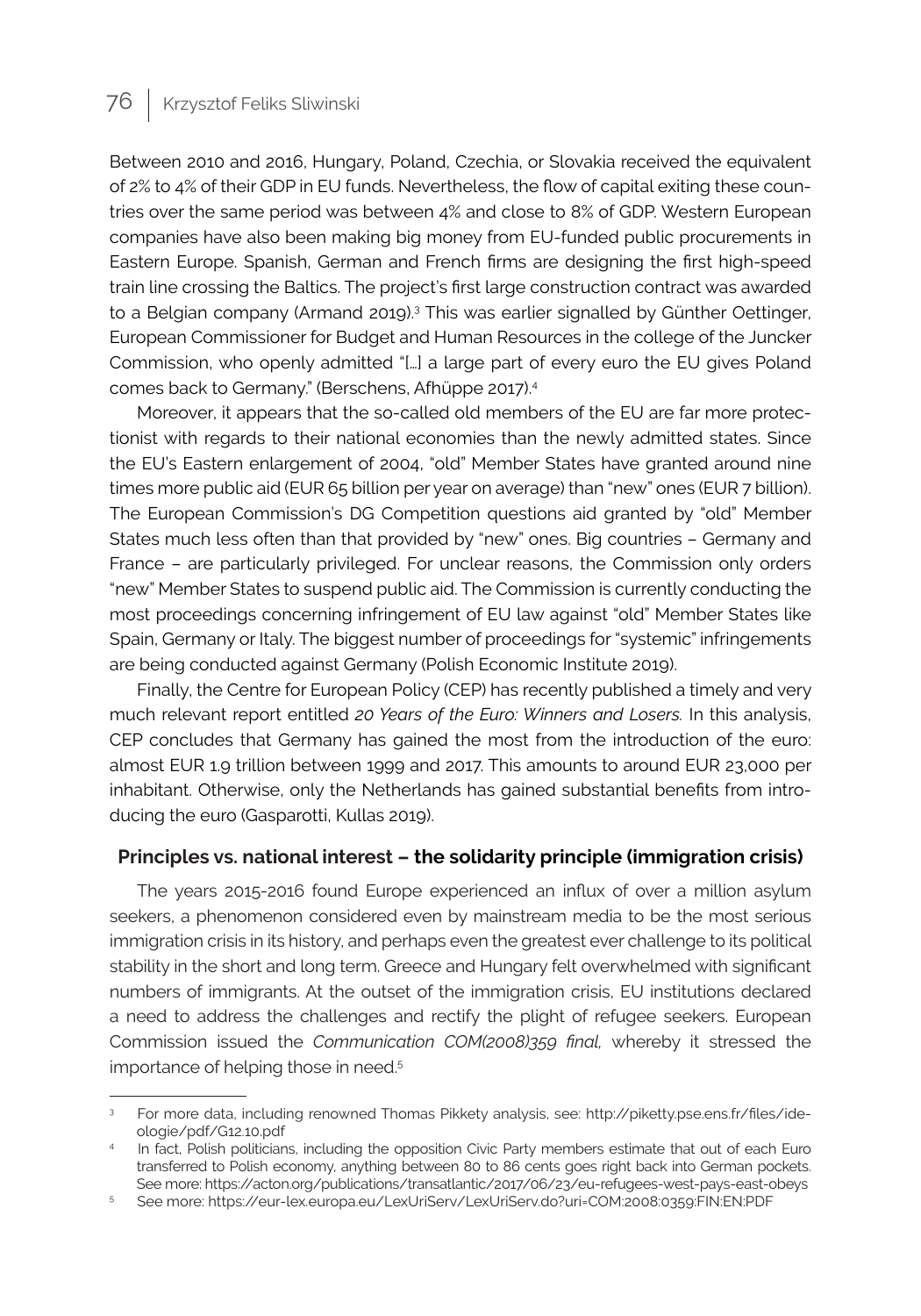Between 2010 and 2016, Hungary, Poland, Czechia, or Slovakia received the equivalent of 2% to 4% of their GDP in EU funds. Nevertheless, the flow of capital exiting these countries over the same period was between 4% and close to 8% of GDP. Western European companies have also been making big money from EU-funded public procurements in Eastern Europe. Spanish, German and French firms are designing the first high-speed train line crossing the Baltics. The project's first large construction contract was awarded to a Belgian company (Armand 2019).[3] This was earlier signalled by Günther Oettinger, European Commissioner for Budget and Human Resources in the college of the Juncker Commission, who openly admitted "[…] a large part of every euro the EU gives Poland comes back to Germany." (Berschens, Afhüppe 2017).[4]

Moreover, it appears that the so-called old members of the EU are far more protectionist with regards to their national economies than the newly admitted states. Since the EU's Eastern enlargement of 2004, "old" Member States have granted around nine times more public aid (EUR 65 billion per year on average) than "new" ones (EUR 7 billion). The European Commission's DG Competition questions aid granted by "old" Member States much less often than that provided by "new" ones. Big countries – Germany and France – are particularly privileged. For unclear reasons, the Commission only orders "new" Member States to suspend public aid. The Commission is currently conducting the most proceedings concerning infringement of EU law against "old" Member States like Spain, Germany or Italy. The biggest number of proceedings for "systemic" infringements are being conducted against Germany (Polish Economic Institute 2019).

Finally, the Centre for European Policy (CEP) has recently published a timely and very much relevant report entitled *20 Years of the Euro: Winners and Losers.* In this analysis, CEP concludes that Germany has gained the most from the introduction of the euro: almost EUR 1.9 trillion between 1999 and 2017. This amounts to around EUR 23,000 per inhabitant. Otherwise, only the Netherlands has gained substantial benefits from introducing the euro (Gasparotti, Kullas 2019).

## Principles vs. national interest – the solidarity principle (immigration crisis)

The years 2015-2016 found Europe experienced an influx of over a million asylum seekers, a phenomenon considered even by mainstream media to be the most serious immigration crisis in its history, and perhaps even the greatest ever challenge to its political stability in the short and long term. Greece and Hungary felt overwhelmed with significant numbers of immigrants. At the outset of the immigration crisis, EU institutions declared a need to address the challenges and rectify the plight of refugee seekers. European Commission issued the *Communication COM(2008)359 final,* whereby it stressed the importance of helping those in need.[5]

---

[3] For more data, including renowned Thomas Pikkety analysis, see: http://piketty.pse.ens.fr/files/ideologie/pdf/G12.10.pdf

[4] In fact, Polish politicians, including the opposition Civic Party members estimate that out of each Euro transferred to Polish economy, anything between 80 to 86 cents goes right back into German pockets. See more: https://acton.org/publications/transatlantic/2017/06/23/eu-refugees-west-pays-east-obeys

[5] See more: https://eur-lex.europa.eu/LexUriServ/LexUriServ.do?uri=COM:2008:0359:FIN:EN:PDF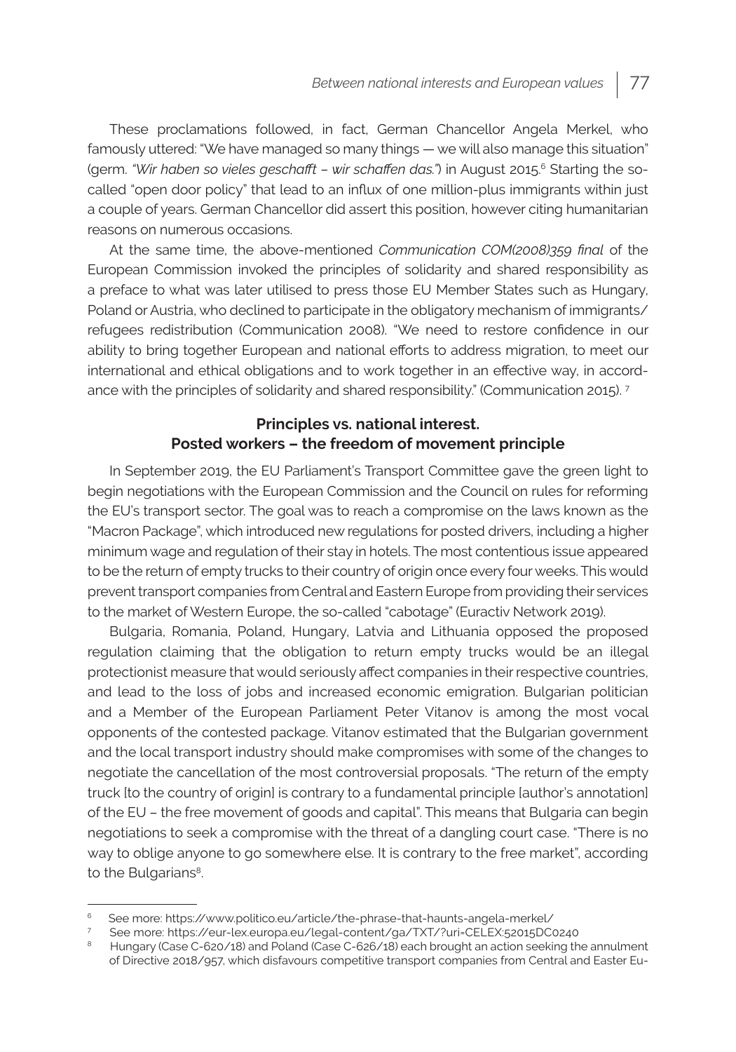These proclamations followed, in fact, German Chancellor Angela Merkel, who famously uttered: "We have managed so many things — we will also manage this situation" (germ. *"Wir haben so vieles geschafft – wir schaffen das."*) in August 2015.[6] Starting the so-called "open door policy" that lead to an influx of one million-plus immigrants within just a couple of years. German Chancellor did assert this position, however citing humanitarian reasons on numerous occasions.

At the same time, the above-mentioned *Communication COM(2008)359 final* of the European Commission invoked the principles of solidarity and shared responsibility as a preface to what was later utilised to press those EU Member States such as Hungary, Poland or Austria, who declined to participate in the obligatory mechanism of immigrants/refugees redistribution (Communication 2008). "We need to restore confidence in our ability to bring together European and national efforts to address migration, to meet our international and ethical obligations and to work together in an effective way, in accordance with the principles of solidarity and shared responsibility." (Communication 2015). [7]

## Principles vs. national interest. Posted workers – the freedom of movement principle

In September 2019, the EU Parliament's Transport Committee gave the green light to begin negotiations with the European Commission and the Council on rules for reforming the EU's transport sector. The goal was to reach a compromise on the laws known as the "Macron Package", which introduced new regulations for posted drivers, including a higher minimum wage and regulation of their stay in hotels. The most contentious issue appeared to be the return of empty trucks to their country of origin once every four weeks. This would prevent transport companies from Central and Eastern Europe from providing their services to the market of Western Europe, the so-called "cabotage" (Euractiv Network 2019).

Bulgaria, Romania, Poland, Hungary, Latvia and Lithuania opposed the proposed regulation claiming that the obligation to return empty trucks would be an illegal protectionist measure that would seriously affect companies in their respective countries, and lead to the loss of jobs and increased economic emigration. Bulgarian politician and a Member of the European Parliament Peter Vitanov is among the most vocal opponents of the contested package. Vitanov estimated that the Bulgarian government and the local transport industry should make compromises with some of the changes to negotiate the cancellation of the most controversial proposals. "The return of the empty truck [to the country of origin] is contrary to a fundamental principle [author's annotation] of the EU – the free movement of goods and capital". This means that Bulgaria can begin negotiations to seek a compromise with the threat of a dangling court case. "There is no way to oblige anyone to go somewhere else. It is contrary to the free market", according to the Bulgarians[8].

---

[6] See more: https://www.politico.eu/article/the-phrase-that-haunts-angela-merkel/

[7] See more: https://eur-lex.europa.eu/legal-content/ga/TXT/?uri=CELEX:52015DC0240

[8] Hungary (Case C-620/18) and Poland (Case C-626/18) each brought an action seeking the annulment of Directive 2018/957, which disfavours competitive transport companies from Central and Easter Eu-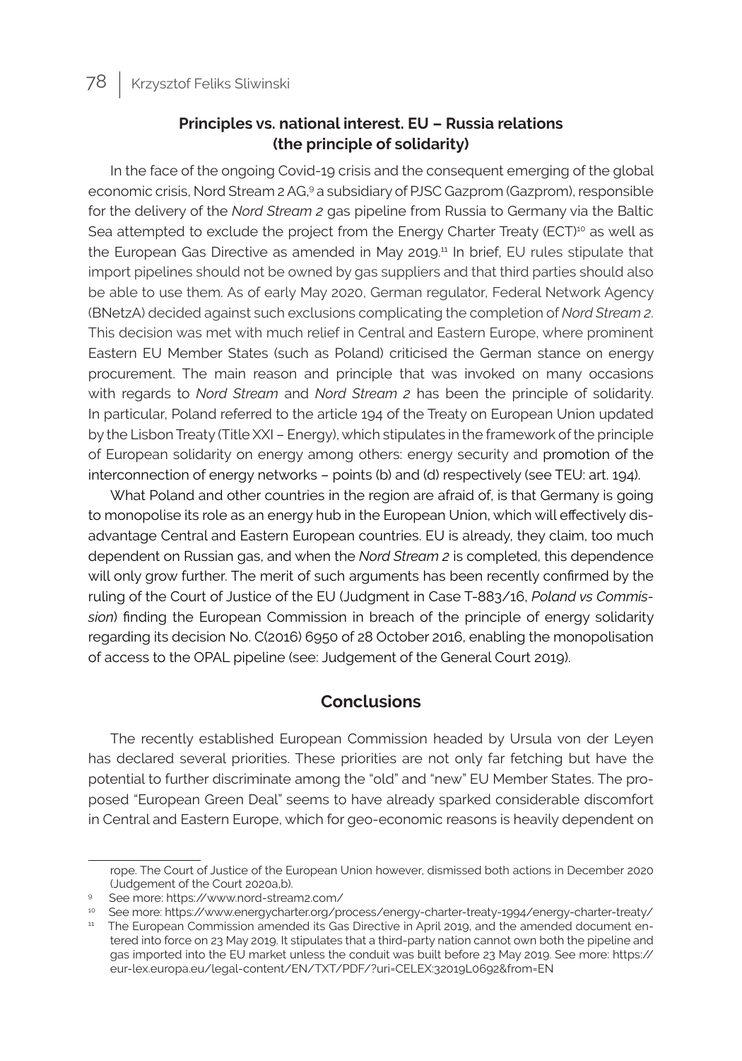## Principles vs. national interest. EU – Russia relations (the principle of solidarity)

In the face of the ongoing Covid-19 crisis and the consequent emerging of the global economic crisis, Nord Stream 2 AG,[9] a subsidiary of PJSC Gazprom (Gazprom), responsible for the delivery of the *Nord Stream 2* gas pipeline from Russia to Germany via the Baltic Sea attempted to exclude the project from the Energy Charter Treaty (ECT)[10] as well as the European Gas Directive as amended in May 2019.[11] In brief, EU rules stipulate that import pipelines should not be owned by gas suppliers and that third parties should also be able to use them. As of early May 2020, German regulator, Federal Network Agency (BNetzA) decided against such exclusions complicating the completion of *Nord Stream 2*. This decision was met with much relief in Central and Eastern Europe, where prominent Eastern EU Member States (such as Poland) criticised the German stance on energy procurement. The main reason and principle that was invoked on many occasions with regards to *Nord Stream* and *Nord Stream 2* has been the principle of solidarity. In particular, Poland referred to the article 194 of the Treaty on European Union updated by the Lisbon Treaty (Title XXI – Energy), which stipulates in the framework of the principle of European solidarity on energy among others: energy security and promotion of the interconnection of energy networks – points (b) and (d) respectively (see TEU: art. 194).

What Poland and other countries in the region are afraid of, is that Germany is going to monopolise its role as an energy hub in the European Union, which will effectively disadvantage Central and Eastern European countries. EU is already, they claim, too much dependent on Russian gas, and when the *Nord Stream 2* is completed, this dependence will only grow further. The merit of such arguments has been recently confirmed by the ruling of the Court of Justice of the EU (Judgment in Case T-883/16, *Poland vs Commission*) finding the European Commission in breach of the principle of energy solidarity regarding its decision No. C(2016) 6950 of 28 October 2016, enabling the monopolisation of access to the OPAL pipeline (see: Judgement of the General Court 2019).

## Conclusions

The recently established European Commission headed by Ursula von der Leyen has declared several priorities. These priorities are not only far fetching but have the potential to further discriminate among the "old" and "new" EU Member States. The proposed "European Green Deal" seems to have already sparked considerable discomfort in Central and Eastern Europe, which for geo-economic reasons is heavily dependent on

---

rope. The Court of Justice of the European Union however, dismissed both actions in December 2020 (Judgement of the Court 2020a,b).

[9] See more: https://www.nord-stream2.com/

[10] See more: https://www.energycharter.org/process/energy-charter-treaty-1994/energy-charter-treaty/

[11] The European Commission amended its Gas Directive in April 2019, and the amended document entered into force on 23 May 2019. It stipulates that a third-party nation cannot own both the pipeline and gas imported into the EU market unless the conduit was built before 23 May 2019. See more: https://eur-lex.europa.eu/legal-content/EN/TXT/PDF/?uri=CELEX:32019L0692&from=EN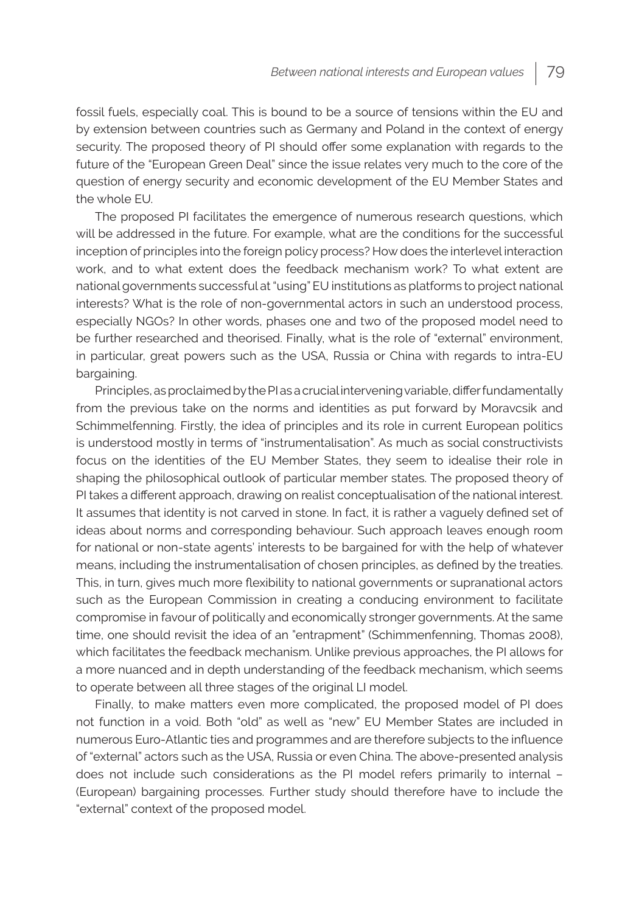fossil fuels, especially coal. This is bound to be a source of tensions within the EU and by extension between countries such as Germany and Poland in the context of energy security. The proposed theory of PI should offer some explanation with regards to the future of the "European Green Deal" since the issue relates very much to the core of the question of energy security and economic development of the EU Member States and the whole EU.

The proposed PI facilitates the emergence of numerous research questions, which will be addressed in the future. For example, what are the conditions for the successful inception of principles into the foreign policy process? How does the interlevel interaction work, and to what extent does the feedback mechanism work? To what extent are national governments successful at "using" EU institutions as platforms to project national interests? What is the role of non-governmental actors in such an understood process, especially NGOs? In other words, phases one and two of the proposed model need to be further researched and theorised. Finally, what is the role of "external" environment, in particular, great powers such as the USA, Russia or China with regards to intra-EU bargaining.

Principles, as proclaimed by the PI as a crucial intervening variable, differ fundamentally from the previous take on the norms and identities as put forward by Moravcsik and Schimmelfenning. Firstly, the idea of principles and its role in current European politics is understood mostly in terms of "instrumentalisation". As much as social constructivists focus on the identities of the EU Member States, they seem to idealise their role in shaping the philosophical outlook of particular member states. The proposed theory of PI takes a different approach, drawing on realist conceptualisation of the national interest. It assumes that identity is not carved in stone. In fact, it is rather a vaguely defined set of ideas about norms and corresponding behaviour. Such approach leaves enough room for national or non-state agents' interests to be bargained for with the help of whatever means, including the instrumentalisation of chosen principles, as defined by the treaties. This, in turn, gives much more flexibility to national governments or supranational actors such as the European Commission in creating a conducing environment to facilitate compromise in favour of politically and economically stronger governments. At the same time, one should revisit the idea of an "entrapment" (Schimmenfenning, Thomas 2008), which facilitates the feedback mechanism. Unlike previous approaches, the PI allows for a more nuanced and in depth understanding of the feedback mechanism, which seems to operate between all three stages of the original LI model.

Finally, to make matters even more complicated, the proposed model of PI does not function in a void. Both "old" as well as "new" EU Member States are included in numerous Euro-Atlantic ties and programmes and are therefore subjects to the influence of "external" actors such as the USA, Russia or even China. The above-presented analysis does not include such considerations as the PI model refers primarily to internal – (European) bargaining processes. Further study should therefore have to include the "external" context of the proposed model.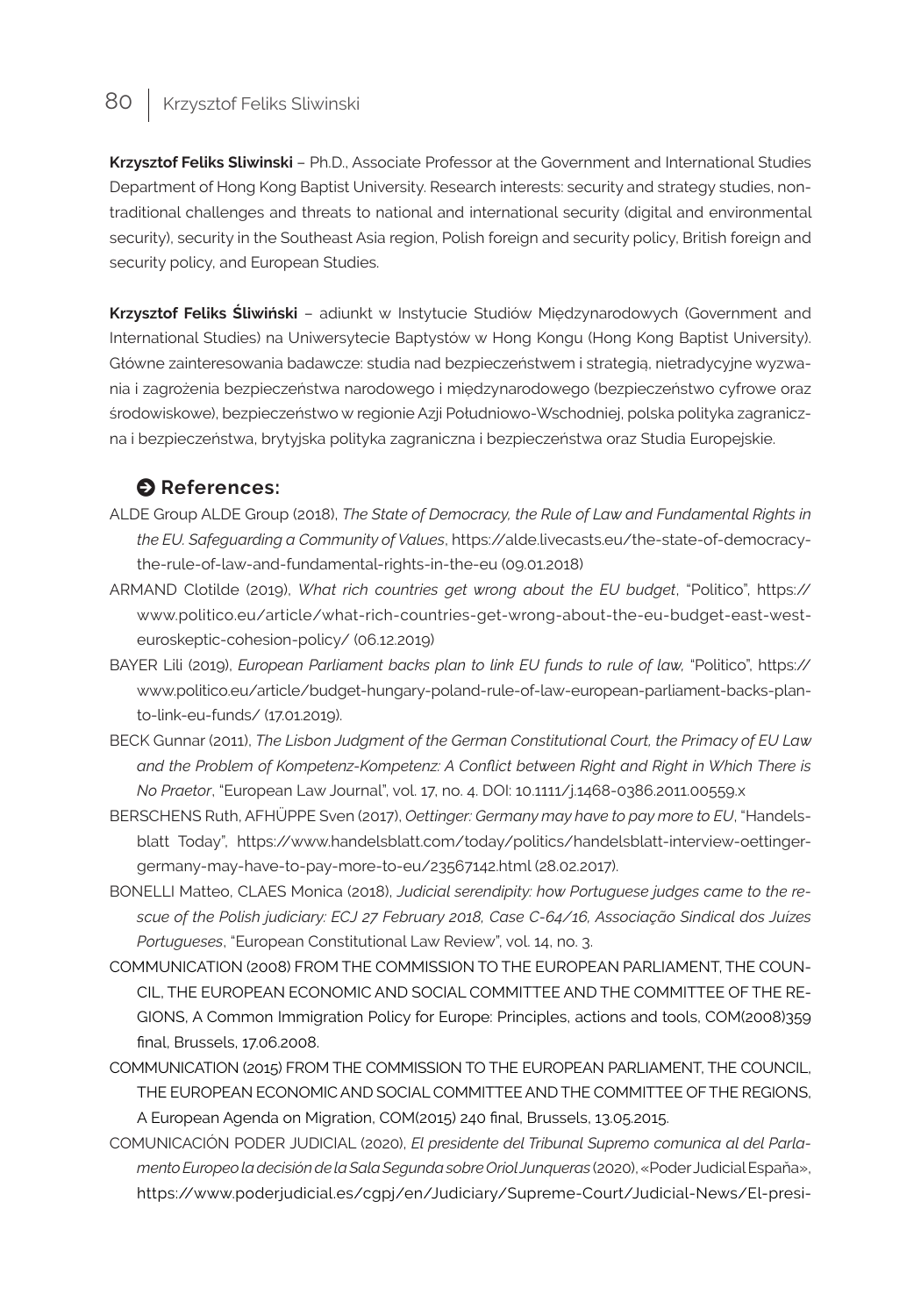**Krzysztof Feliks Sliwinski** – Ph.D., Associate Professor at the Government and International Studies Department of Hong Kong Baptist University. Research interests: security and strategy studies, non-traditional challenges and threats to national and international security (digital and environmental security), security in the Southeast Asia region, Polish foreign and security policy, British foreign and security policy, and European Studies.

**Krzysztof Feliks Śliwiński** – adiunkt w Instytucie Studiów Międzynarodowych (Government and International Studies) na Uniwersytecie Baptystów w Hong Kongu (Hong Kong Baptist University). Główne zainteresowania badawcze: studia nad bezpieczeństwem i strategią, nietradycyjne wyzwania i zagrożenia bezpieczeństwa narodowego i międzynarodowego (bezpieczeństwo cyfrowe oraz środowiskowe), bezpieczeństwo w regionie Azji Południowo-Wschodniej, polska polityka zagraniczna i bezpieczeństwa, brytyjska polityka zagraniczna i bezpieczeństwa oraz Studia Europejskie.

## References:

ALDE Group ALDE Group (2018), *The State of Democracy, the Rule of Law and Fundamental Rights in the EU. Safeguarding a Community of Values*, https://alde.livecasts.eu/the-state-of-democracy-the-rule-of-law-and-fundamental-rights-in-the-eu (09.01.2018)

ARMAND Clotilde (2019), *What rich countries get wrong about the EU budget*, "Politico", https://www.politico.eu/article/what-rich-countries-get-wrong-about-the-eu-budget-east-west-euroskeptic-cohesion-policy/ (06.12.2019)

BAYER Lili (2019), *European Parliament backs plan to link EU funds to rule of law,* "Politico", https://www.politico.eu/article/budget-hungary-poland-rule-of-law-european-parliament-backs-plan-to-link-eu-funds/ (17.01.2019).

BECK Gunnar (2011), *The Lisbon Judgment of the German Constitutional Court, the Primacy of EU Law and the Problem of Kompetenz-Kompetenz: A Conflict between Right and Right in Which There is No Praetor*, "European Law Journal", vol. 17, no. 4. DOI: 10.1111/j.1468-0386.2011.00559.x

BERSCHENS Ruth, AFHÜPPE Sven (2017), *Oettinger: Germany may have to pay more to EU*, "Handelsblatt Today", https://www.handelsblatt.com/today/politics/handelsblatt-interview-oettinger-germany-may-have-to-pay-more-to-eu/23567142.html (28.02.2017).

BONELLI Matteo, CLAES Monica (2018), *Judicial serendipity: how Portuguese judges came to the rescue of the Polish judiciary: ECJ 27 February 2018, Case C-64/16, Associação Sindical dos Juízes Portugueses*, "European Constitutional Law Review", vol. 14, no. 3.

COMMUNICATION (2008) FROM THE COMMISSION TO THE EUROPEAN PARLIAMENT, THE COUNCIL, THE EUROPEAN ECONOMIC AND SOCIAL COMMITTEE AND THE COMMITTEE OF THE REGIONS, A Common Immigration Policy for Europe: Principles, actions and tools, COM(2008)359 final, Brussels, 17.06.2008.

COMMUNICATION (2015) FROM THE COMMISSION TO THE EUROPEAN PARLIAMENT, THE COUNCIL, THE EUROPEAN ECONOMIC AND SOCIAL COMMITTEE AND THE COMMITTEE OF THE REGIONS, A European Agenda on Migration, COM(2015) 240 final, Brussels, 13.05.2015.

COMUNICACIÓN PODER JUDICIAL (2020), *El presidente del Tribunal Supremo comunica al del Parlamento Europeo la decisión de la Sala Segunda sobre Oriol Junqueras* (2020), «Poder Judicial España», https://www.poderjudicial.es/cgpj/en/Judiciary/Supreme-Court/Judicial-News/El-presi-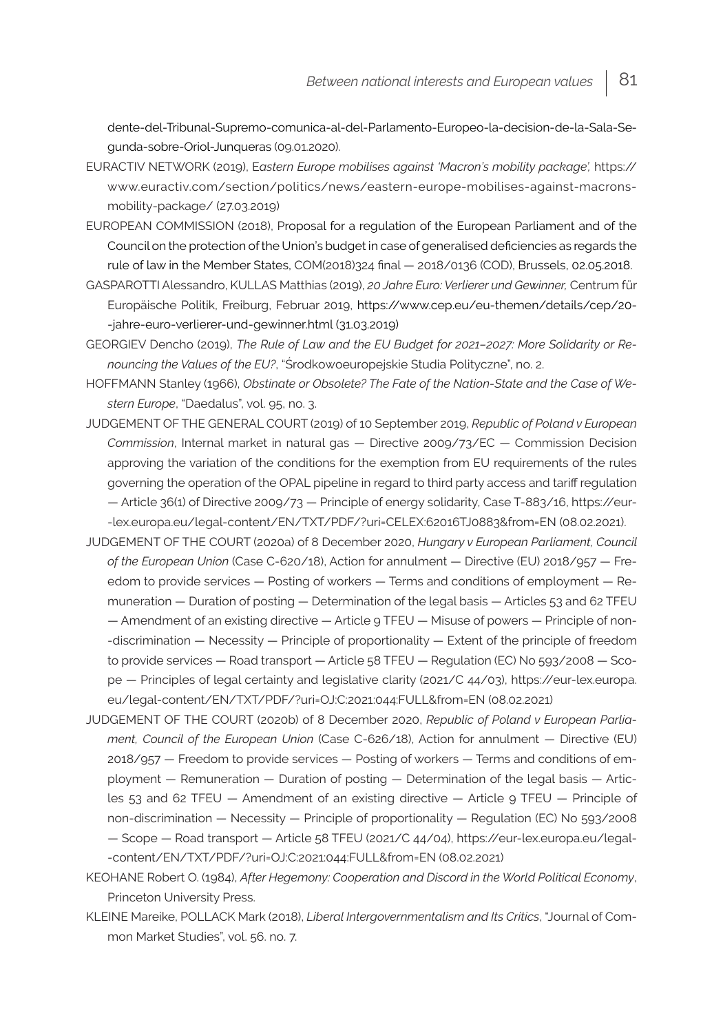dente-del-Tribunal-Supremo-comunica-al-del-Parlamento-Europeo-la-decision-de-la-Sala-Segunda-sobre-Oriol-Junqueras (09.01.2020).

EURACTIV NETWORK (2019), *Eastern Europe mobilises against 'Macron's mobility package',* https://www.euractiv.com/section/politics/news/eastern-europe-mobilises-against-macrons-mobility-package/ (27.03.2019)

EUROPEAN COMMISSION (2018), Proposal for a regulation of the European Parliament and of the Council on the protection of the Union's budget in case of generalised deficiencies as regards the rule of law in the Member States, COM(2018)324 final — 2018/0136 (COD), Brussels, 02.05.2018.

GASPAROTTI Alessandro, KULLAS Matthias (2019), *20 Jahre Euro: Verlierer und Gewinner,* Centrum für Europäische Politik, Freiburg, Februar 2019, https://www.cep.eu/eu-themen/details/cep/20--jahre-euro-verlierer-und-gewinner.html (31.03.2019)

GEORGIEV Dencho (2019), *The Rule of Law and the EU Budget for 2021–2027: More Solidarity or Renouncing the Values of the EU?*, "Środkowoeuropejskie Studia Polityczne", no. 2.

HOFFMANN Stanley (1966), *Obstinate or Obsolete? The Fate of the Nation-State and the Case of Western Europe*, "Daedalus", vol. 95, no. 3.

JUDGEMENT OF THE GENERAL COURT (2019) of 10 September 2019, *Republic of Poland v European Commission*, Internal market in natural gas — Directive 2009/73/EC — Commission Decision approving the variation of the conditions for the exemption from EU requirements of the rules governing the operation of the OPAL pipeline in regard to third party access and tariff regulation — Article 36(1) of Directive 2009/73 — Principle of energy solidarity, Case T-883/16, https://eur--lex.europa.eu/legal-content/EN/TXT/PDF/?uri=CELEX:62016TJ0883&from=EN (08.02.2021).

JUDGEMENT OF THE COURT (2020a) of 8 December 2020, *Hungary v European Parliament, Council of the European Union* (Case C-620/18), Action for annulment — Directive (EU) 2018/957 — Freedom to provide services — Posting of workers — Terms and conditions of employment — Remuneration — Duration of posting — Determination of the legal basis — Articles 53 and 62 TFEU — Amendment of an existing directive — Article 9 TFEU — Misuse of powers — Principle of non--discrimination — Necessity — Principle of proportionality — Extent of the principle of freedom to provide services — Road transport — Article 58 TFEU — Regulation (EC) No 593/2008 — Scope — Principles of legal certainty and legislative clarity (2021/C 44/03), https://eur-lex.europa.eu/legal-content/EN/TXT/PDF/?uri=OJ:C:2021:044:FULL&from=EN (08.02.2021)

JUDGEMENT OF THE COURT (2020b) of 8 December 2020, *Republic of Poland v European Parliament, Council of the European Union* (Case C-626/18), Action for annulment — Directive (EU) 2018/957 — Freedom to provide services — Posting of workers — Terms and conditions of employment — Remuneration — Duration of posting — Determination of the legal basis — Articles 53 and 62 TFEU — Amendment of an existing directive — Article 9 TFEU — Principle of non-discrimination — Necessity — Principle of proportionality — Regulation (EC) No 593/2008 — Scope — Road transport — Article 58 TFEU (2021/C 44/04), https://eur-lex.europa.eu/legal--content/EN/TXT/PDF/?uri=OJ:C:2021:044:FULL&from=EN (08.02.2021)

KEOHANE Robert O. (1984), *After Hegemony: Cooperation and Discord in the World Political Economy*, Princeton University Press.

KLEINE Mareike, POLLACK Mark (2018), *Liberal Intergovernmentalism and Its Critics*, "Journal of Common Market Studies", vol. 56. no. 7.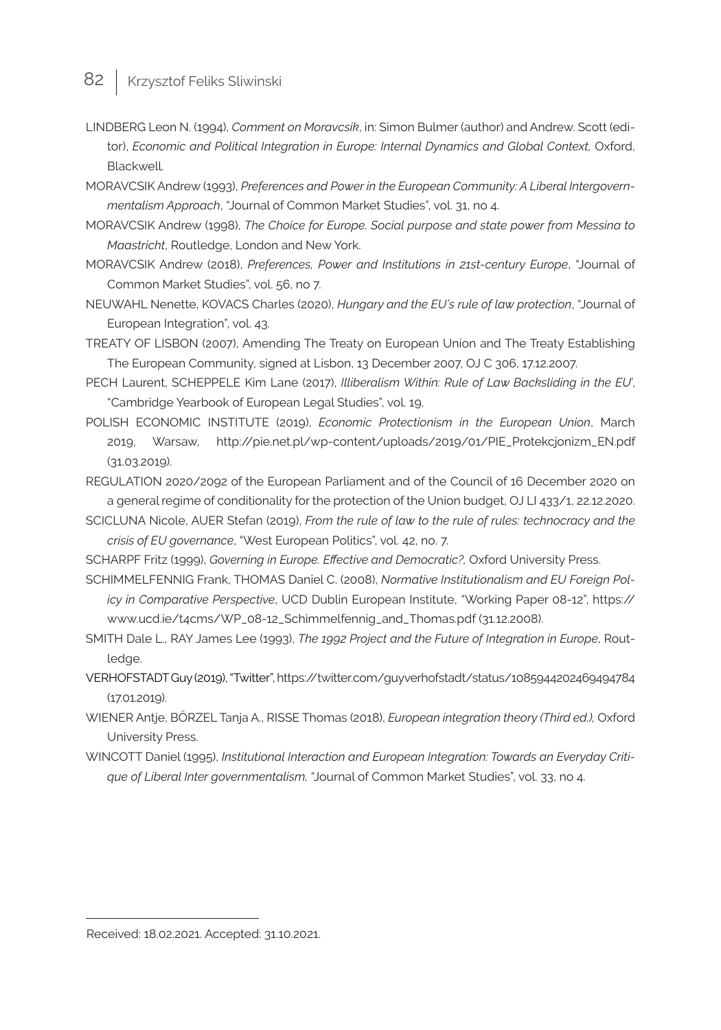LINDBERG Leon N. (1994), *Comment on Moravcsik*, in: Simon Bulmer (author) and Andrew. Scott (editor), *Economic and Political Integration in Europe: Internal Dynamics and Global Context,* Oxford, Blackwell.

MORAVCSIK Andrew (1993), *Preferences and Power in the European Community: A Liberal Intergovernmentalism Approach*, "Journal of Common Market Studies", vol. 31, no 4.

MORAVCSIK Andrew (1998), *The Choice for Europe. Social purpose and state power from Messina to Maastricht*, Routledge, London and New York.

MORAVCSIK Andrew (2018), *Preferences, Power and Institutions in 21st-century Europe*, "Journal of Common Market Studies", vol. 56, no 7.

NEUWAHL Nenette, KOVACS Charles (2020), *Hungary and the EU's rule of law protection*, "Journal of European Integration", vol. 43.

TREATY OF LISBON (2007), Amending The Treaty on European Union and The Treaty Establishing The European Community, signed at Lisbon, 13 December 2007, OJ C 306, 17.12.2007.

PECH Laurent, SCHEPPELE Kim Lane (2017), *Illiberalism Within: Rule of Law Backsliding in the EU*', "Cambridge Yearbook of European Legal Studies", vol. 19.

POLISH ECONOMIC INSTITUTE (2019), *Economic Protectionism in the European Union*, March 2019, Warsaw, http://pie.net.pl/wp-content/uploads/2019/01/PIE_Protekcjonizm_EN.pdf (31.03.2019).

REGULATION 2020/2092 of the European Parliament and of the Council of 16 December 2020 on a general regime of conditionality for the protection of the Union budget, OJ LI 433/1, 22.12.2020.

SCICLUNA Nicole, AUER Stefan (2019), *From the rule of law to the rule of rules: technocracy and the crisis of EU governance*, "West European Politics", vol. 42, no. 7.

SCHARPF Fritz (1999), *Governing in Europe. Effective and Democratic?,* Oxford University Press.

SCHIMMELFENNIG Frank, THOMAS Daniel C. (2008), *Normative Institutionalism and EU Foreign Policy in Comparative Perspective*, UCD Dublin European Institute, "Working Paper 08-12", https://www.ucd.ie/t4cms/WP_08-12_Schimmelfennig_and_Thomas.pdf (31.12.2008).

SMITH Dale L., RAY James Lee (1993), *The 1992 Project and the Future of Integration in Europe*, Routledge.

VERHOFSTADT Guy (2019), "Twitter", https://twitter.com/guyverhofstadt/status/1085944202469494784 (17.01.2019).

WIENER Antje, BÖRZEL Tanja A., RISSE Thomas (2018), *European integration theory (Third ed.),* Oxford University Press.

WINCOTT Daniel (1995), *Institutional Interaction and European Integration: Towards an Everyday Critique of Liberal Inter governmentalism,* "Journal of Common Market Studies", vol. 33, no 4.

---

Received: 18.02.2021. Accepted: 31.10.2021.